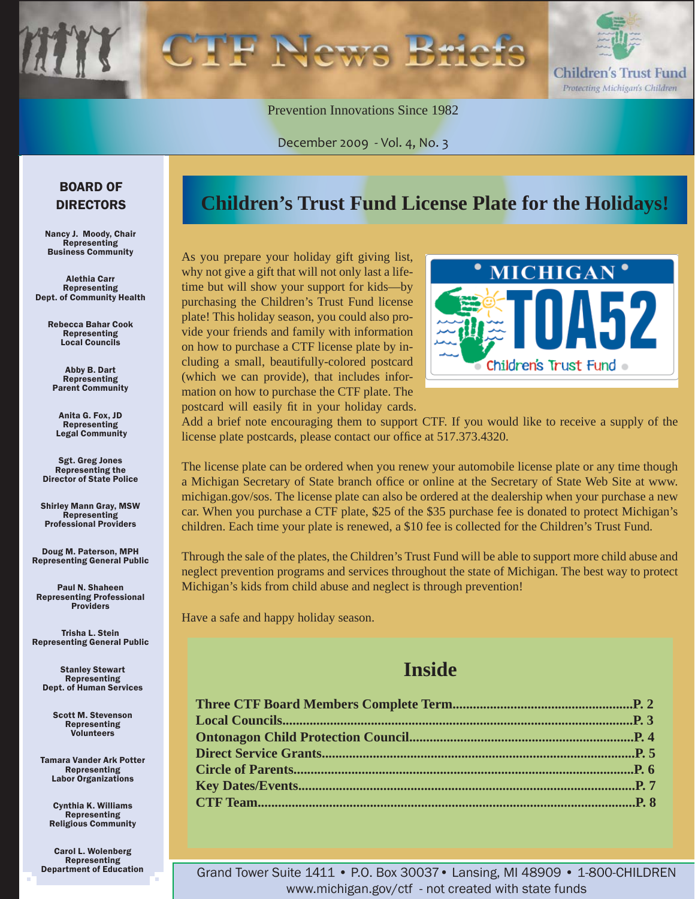# CTF News Briefs

Children's Trust Fund
*Protecting Michigan's Children*

Prevention Innovations Since 1982

December 2009 - Vol. 4, No. 3

## BOARD OF DIRECTORS

**Nancy J. Moody, Chair**
Representing
Business Community

**Alethia Carr**
Representing
Dept. of Community Health

**Rebecca Bahar Cook**
Representing
Local Councils

**Abby B. Dart**
Representing
Parent Community

**Anita G. Fox, JD**
Representing
Legal Community

**Sgt. Greg Jones**
Representing the
Director of State Police

**Shirley Mann Gray, MSW**
Representing
Professional Providers

**Doug M. Paterson, MPH**
Representing General Public

**Paul N. Shaheen**
Representing Professional
Providers

**Trisha L. Stein**
Representing General Public

**Stanley Stewart**
Representing
Dept. of Human Services

**Scott M. Stevenson**
Representing
Volunteers

**Tamara Vander Ark Potter**
Representing
Labor Organizations

**Cynthia K. Williams**
Representing
Religious Community

**Carol L. Wolenberg**
Representing
Department of Education

## Children's Trust Fund License Plate for the Holidays!

As you prepare your holiday gift giving list, why not give a gift that will not only last a lifetime but will show your support for kids—by purchasing the Children's Trust Fund license plate! This holiday season, you could also provide your friends and family with information on how to purchase a CTF license plate by including a small, beautifully-colored postcard (which we can provide), that includes information on how to purchase the CTF plate. The postcard will easily fit in your holiday cards. Add a brief note encouraging them to support CTF. If you would like to receive a supply of the license plate postcards, please contact our office at 517.373.4320.

The license plate can be ordered when you renew your automobile license plate or any time though a Michigan Secretary of State branch office or online at the Secretary of State Web Site at www.michigan.gov/sos. The license plate can also be ordered at the dealership when your purchase a new car. When you purchase a CTF plate, $25 of the $35 purchase fee is donated to protect Michigan's children. Each time your plate is renewed, a $10 fee is collected for the Children's Trust Fund.

Through the sale of the plates, the Children's Trust Fund will be able to support more child abuse and neglect prevention programs and services throughout the state of Michigan. The best way to protect Michigan's kids from child abuse and neglect is through prevention!

Have a safe and happy holiday season.

## Inside

**Three CTF Board Members Complete Term....................P. 2**
**Local Councils....................P. 3**
**Ontonagon Child Protection Council....................P. 4**
**Direct Service Grants....................P. 5**
**Circle of Parents....................P. 6**
**Key Dates/Events....................P. 7**
**CTF Team....................P. 8**

Grand Tower Suite 1411 • P.O. Box 30037 • Lansing, MI 48909 • 1-800-CHILDREN
www.michigan.gov/ctf - not created with state funds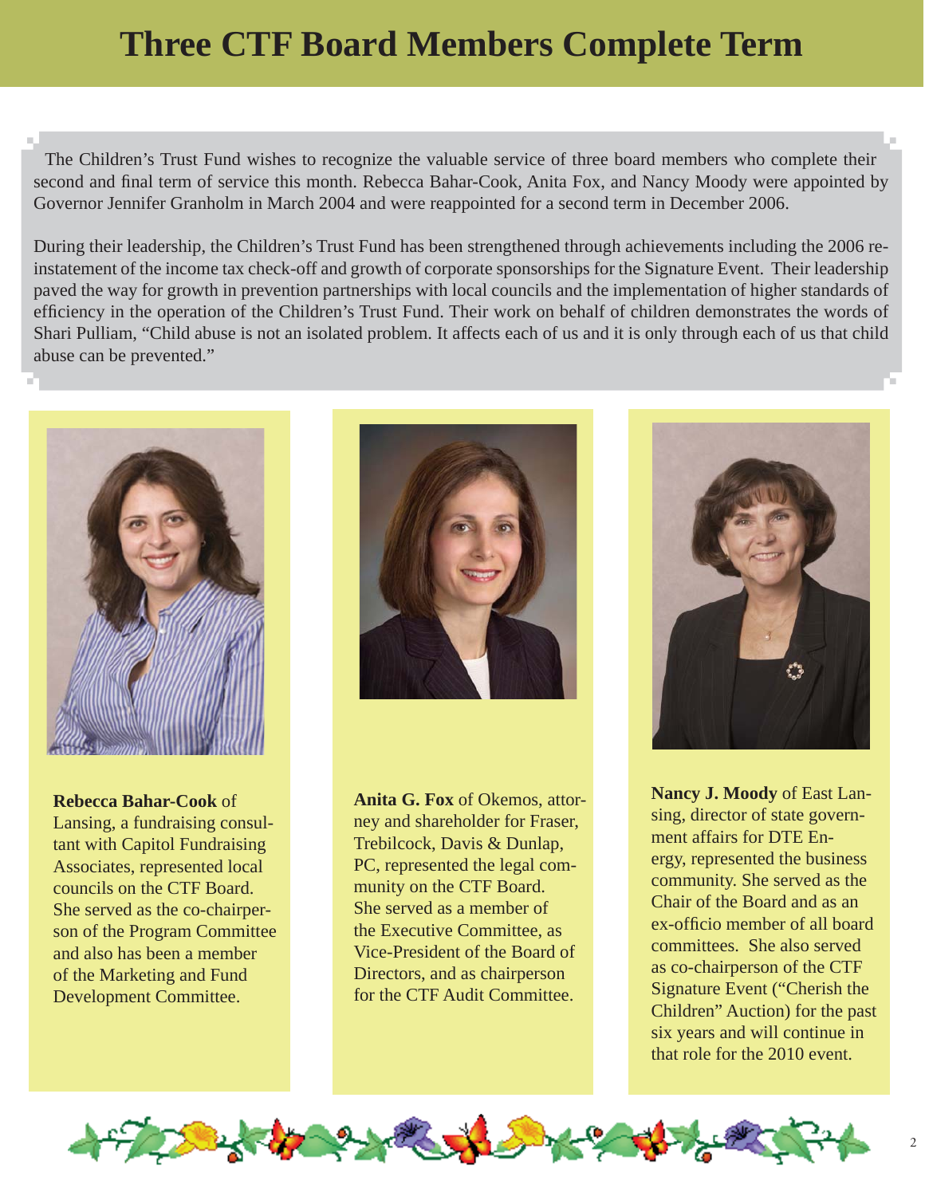# Three CTF Board Members Complete Term

The Children's Trust Fund wishes to recognize the valuable service of three board members who complete their second and final term of service this month. Rebecca Bahar-Cook, Anita Fox, and Nancy Moody were appointed by Governor Jennifer Granholm in March 2004 and were reappointed for a second term in December 2006.

During their leadership, the Children's Trust Fund has been strengthened through achievements including the 2006 re-instatement of the income tax check-off and growth of corporate sponsorships for the Signature Event. Their leadership paved the way for growth in prevention partnerships with local councils and the implementation of higher standards of efficiency in the operation of the Children's Trust Fund. Their work on behalf of children demonstrates the words of Shari Pulliam, "Child abuse is not an isolated problem. It affects each of us and it is only through each of us that child abuse can be prevented."

**Rebecca Bahar-Cook** of Lansing, a fundraising consultant with Capitol Fundraising Associates, represented local councils on the CTF Board. She served as the co-chairperson of the Program Committee and also has been a member of the Marketing and Fund Development Committee.

**Anita G. Fox** of Okemos, attorney and shareholder for Fraser, Trebilcock, Davis & Dunlap, PC, represented the legal community on the CTF Board. She served as a member of the Executive Committee, as Vice-President of the Board of Directors, and as chairperson for the CTF Audit Committee.

**Nancy J. Moody** of East Lansing, director of state government affairs for DTE Energy, represented the business community. She served as the Chair of the Board and as an ex-officio member of all board committees. She also served as co-chairperson of the CTF Signature Event ("Cherish the Children" Auction) for the past six years and will continue in that role for the 2010 event.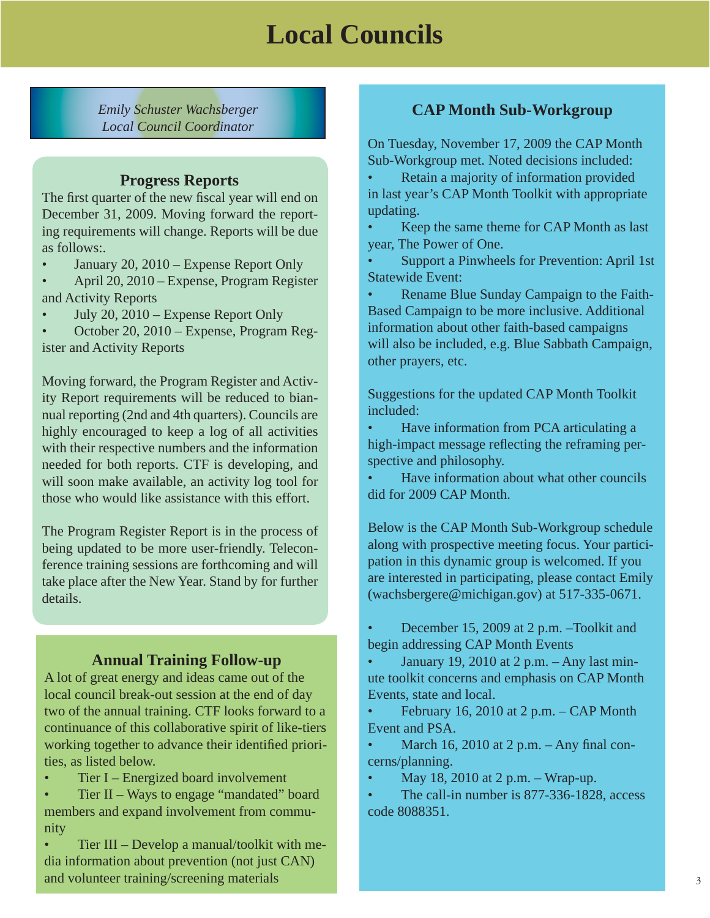# Local Councils

*Emily Schuster Wachsberger*
*Local Council Coordinator*

## Progress Reports

The first quarter of the new fiscal year will end on December 31, 2009. Moving forward the reporting requirements will change. Reports will be due as follows:.

- January 20, 2010 – Expense Report Only
- April 20, 2010 – Expense, Program Register and Activity Reports
- July 20, 2010 – Expense Report Only
- October 20, 2010 – Expense, Program Register and Activity Reports

Moving forward, the Program Register and Activity Report requirements will be reduced to biannual reporting (2nd and 4th quarters). Councils are highly encouraged to keep a log of all activities with their respective numbers and the information needed for both reports. CTF is developing, and will soon make available, an activity log tool for those who would like assistance with this effort.

The Program Register Report is in the process of being updated to be more user-friendly. Teleconference training sessions are forthcoming and will take place after the New Year. Stand by for further details.

## Annual Training Follow-up

A lot of great energy and ideas came out of the local council break-out session at the end of day two of the annual training. CTF looks forward to a continuance of this collaborative spirit of like-tiers working together to advance their identified priorities, as listed below.

- Tier I – Energized board involvement
- Tier II – Ways to engage "mandated" board members and expand involvement from community
- Tier III – Develop a manual/toolkit with media information about prevention (not just CAN) and volunteer training/screening materials

## CAP Month Sub-Workgroup

On Tuesday, November 17, 2009 the CAP Month Sub-Workgroup met. Noted decisions included:

- Retain a majority of information provided in last year's CAP Month Toolkit with appropriate updating.
- Keep the same theme for CAP Month as last year, The Power of One.
- Support a Pinwheels for Prevention: April 1st Statewide Event:
- Rename Blue Sunday Campaign to the Faith-Based Campaign to be more inclusive. Additional information about other faith-based campaigns will also be included, e.g. Blue Sabbath Campaign, other prayers, etc.

Suggestions for the updated CAP Month Toolkit included:

- Have information from PCA articulating a high-impact message reflecting the reframing perspective and philosophy.
- Have information about what other councils did for 2009 CAP Month.

Below is the CAP Month Sub-Workgroup schedule along with prospective meeting focus. Your participation in this dynamic group is welcomed. If you are interested in participating, please contact Emily (wachsbergere@michigan.gov) at 517-335-0671.

- December 15, 2009 at 2 p.m. –Toolkit and begin addressing CAP Month Events
- January 19, 2010 at 2 p.m. – Any last minute toolkit concerns and emphasis on CAP Month Events, state and local.
- February 16, 2010 at 2 p.m. – CAP Month Event and PSA.
- March 16, 2010 at 2 p.m. – Any final concerns/planning.
- May 18, 2010 at 2 p.m. – Wrap-up.
- The call-in number is 877-336-1828, access code 8088351.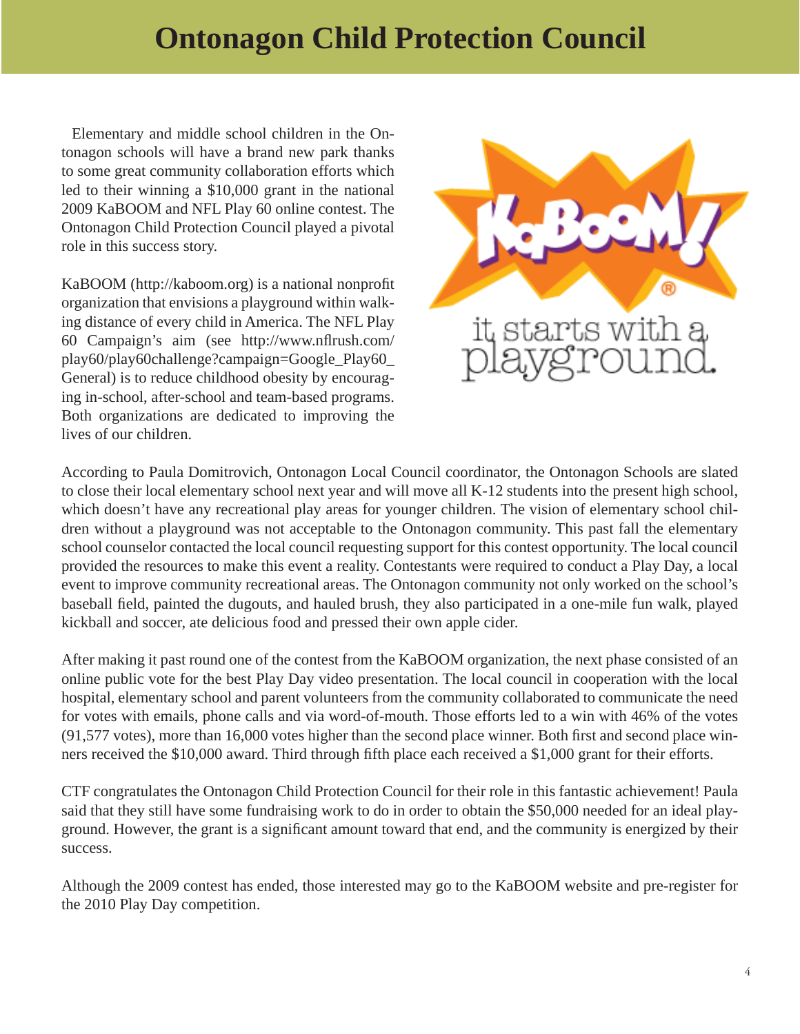# Ontonagon Child Protection Council

Elementary and middle school children in the Ontonagon schools will have a brand new park thanks to some great community collaboration efforts which led to their winning a $10,000 grant in the national 2009 KaBOOM and NFL Play 60 online contest. The Ontonagon Child Protection Council played a pivotal role in this success story.

KaBOOM (http://kaboom.org) is a national nonprofit organization that envisions a playground within walking distance of every child in America. The NFL Play 60 Campaign's aim (see http://www.nflrush.com/play60/play60challenge?campaign=Google_Play60_General) is to reduce childhood obesity by encouraging in-school, after-school and team-based programs. Both organizations are dedicated to improving the lives of our children.

KaBOOM!® it starts with a playground.

According to Paula Domitrovich, Ontonagon Local Council coordinator, the Ontonagon Schools are slated to close their local elementary school next year and will move all K-12 students into the present high school, which doesn't have any recreational play areas for younger children. The vision of elementary school children without a playground was not acceptable to the Ontonagon community. This past fall the elementary school counselor contacted the local council requesting support for this contest opportunity. The local council provided the resources to make this event a reality. Contestants were required to conduct a Play Day, a local event to improve community recreational areas. The Ontonagon community not only worked on the school's baseball field, painted the dugouts, and hauled brush, they also participated in a one-mile fun walk, played kickball and soccer, ate delicious food and pressed their own apple cider.

After making it past round one of the contest from the KaBOOM organization, the next phase consisted of an online public vote for the best Play Day video presentation. The local council in cooperation with the local hospital, elementary school and parent volunteers from the community collaborated to communicate the need for votes with emails, phone calls and via word-of-mouth. Those efforts led to a win with 46% of the votes (91,577 votes), more than 16,000 votes higher than the second place winner. Both first and second place winners received the $10,000 award. Third through fifth place each received a $1,000 grant for their efforts.

CTF congratulates the Ontonagon Child Protection Council for their role in this fantastic achievement! Paula said that they still have some fundraising work to do in order to obtain the $50,000 needed for an ideal playground. However, the grant is a significant amount toward that end, and the community is energized by their success.

Although the 2009 contest has ended, those interested may go to the KaBOOM website and pre-register for the 2010 Play Day competition.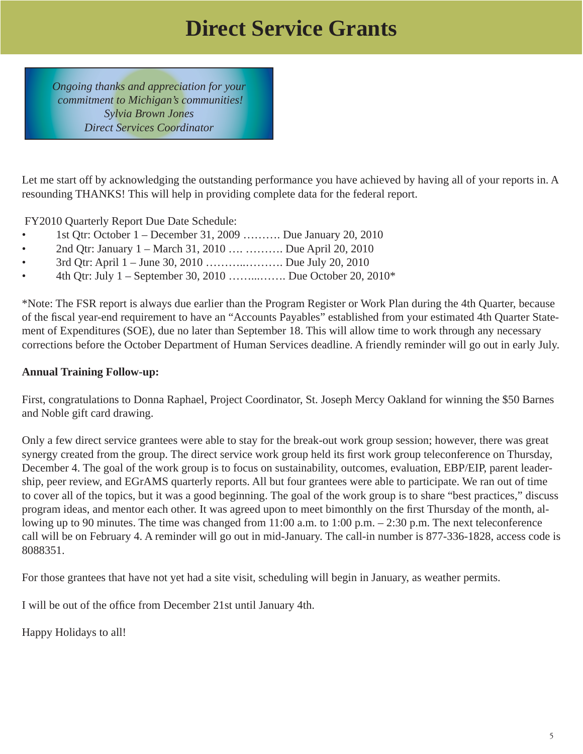# Direct Service Grants

*Ongoing thanks and appreciation for your commitment to Michigan's communities!*
*Sylvia Brown Jones*
*Direct Services Coordinator*

Let me start off by acknowledging the outstanding performance you have achieved by having all of your reports in. A resounding THANKS! This will help in providing complete data for the federal report.

FY2010 Quarterly Report Due Date Schedule:

- 1st Qtr: October 1 – December 31, 2009 ………. Due January 20, 2010
- 2nd Qtr: January 1 – March 31, 2010 …. ………. Due April 20, 2010
- 3rd Qtr: April 1 – June 30, 2010 ………..………. Due July 20, 2010
- 4th Qtr: July 1 – September 30, 2010 ……...……. Due October 20, 2010*

*Note: The FSR report is always due earlier than the Program Register or Work Plan during the 4th Quarter, because of the fiscal year-end requirement to have an "Accounts Payables" established from your estimated 4th Quarter Statement of Expenditures (SOE), due no later than September 18. This will allow time to work through any necessary corrections before the October Department of Human Services deadline. A friendly reminder will go out in early July.

**Annual Training Follow-up:**

First, congratulations to Donna Raphael, Project Coordinator, St. Joseph Mercy Oakland for winning the $50 Barnes and Noble gift card drawing.

Only a few direct service grantees were able to stay for the break-out work group session; however, there was great synergy created from the group. The direct service work group held its first work group teleconference on Thursday, December 4. The goal of the work group is to focus on sustainability, outcomes, evaluation, EBP/EIP, parent leadership, peer review, and EGrAMS quarterly reports. All but four grantees were able to participate. We ran out of time to cover all of the topics, but it was a good beginning. The goal of the work group is to share "best practices," discuss program ideas, and mentor each other. It was agreed upon to meet bimonthly on the first Thursday of the month, allowing up to 90 minutes. The time was changed from 11:00 a.m. to 1:00 p.m. – 2:30 p.m. The next teleconference call will be on February 4. A reminder will go out in mid-January. The call-in number is 877-336-1828, access code is 8088351.

For those grantees that have not yet had a site visit, scheduling will begin in January, as weather permits.

I will be out of the office from December 21st until January 4th.

Happy Holidays to all!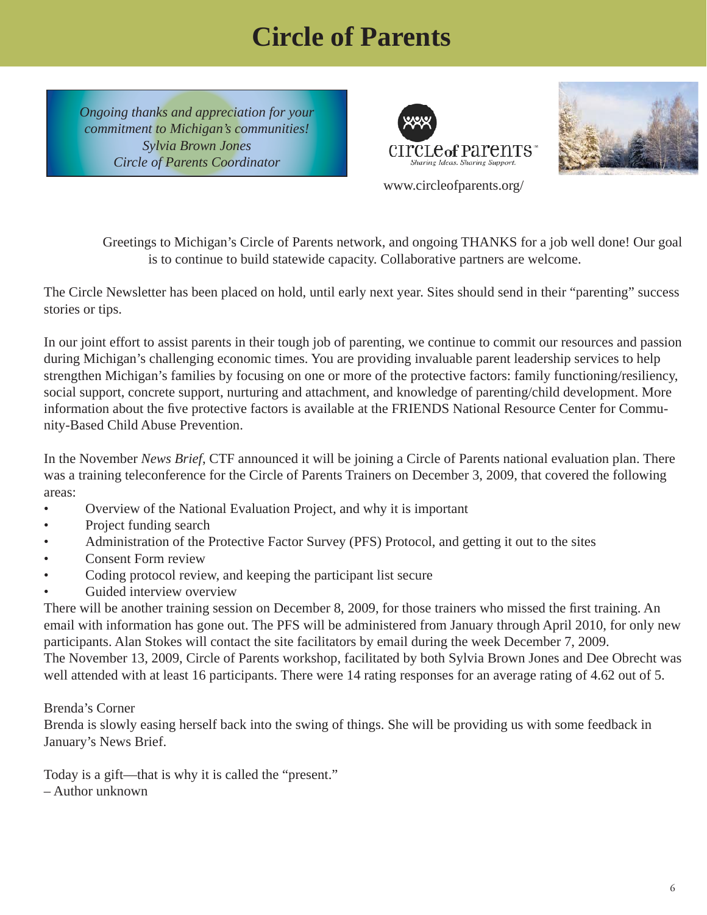# Circle of Parents

*Ongoing thanks and appreciation for your commitment to Michigan's communities!*
*Sylvia Brown Jones*
*Circle of Parents Coordinator*

Circle of Parents — Sharing Ideas. Sharing Support.

www.circleofparents.org/

Greetings to Michigan's Circle of Parents network, and ongoing THANKS for a job well done! Our goal is to continue to build statewide capacity. Collaborative partners are welcome.

The Circle Newsletter has been placed on hold, until early next year. Sites should send in their "parenting" success stories or tips.

In our joint effort to assist parents in their tough job of parenting, we continue to commit our resources and passion during Michigan's challenging economic times. You are providing invaluable parent leadership services to help strengthen Michigan's families by focusing on one or more of the protective factors: family functioning/resiliency, social support, concrete support, nurturing and attachment, and knowledge of parenting/child development. More information about the five protective factors is available at the FRIENDS National Resource Center for Community-Based Child Abuse Prevention.

In the November *News Brief*, CTF announced it will be joining a Circle of Parents national evaluation plan. There was a training teleconference for the Circle of Parents Trainers on December 3, 2009, that covered the following areas:

- Overview of the National Evaluation Project, and why it is important
- Project funding search
- Administration of the Protective Factor Survey (PFS) Protocol, and getting it out to the sites
- Consent Form review
- Coding protocol review, and keeping the participant list secure
- Guided interview overview

There will be another training session on December 8, 2009, for those trainers who missed the first training. An email with information has gone out. The PFS will be administered from January through April 2010, for only new participants. Alan Stokes will contact the site facilitators by email during the week December 7, 2009.

The November 13, 2009, Circle of Parents workshop, facilitated by both Sylvia Brown Jones and Dee Obrecht was well attended with at least 16 participants. There were 14 rating responses for an average rating of 4.62 out of 5.

Brenda's Corner

Brenda is slowly easing herself back into the swing of things. She will be providing us with some feedback in January's News Brief.

Today is a gift—that is why it is called the "present."
– Author unknown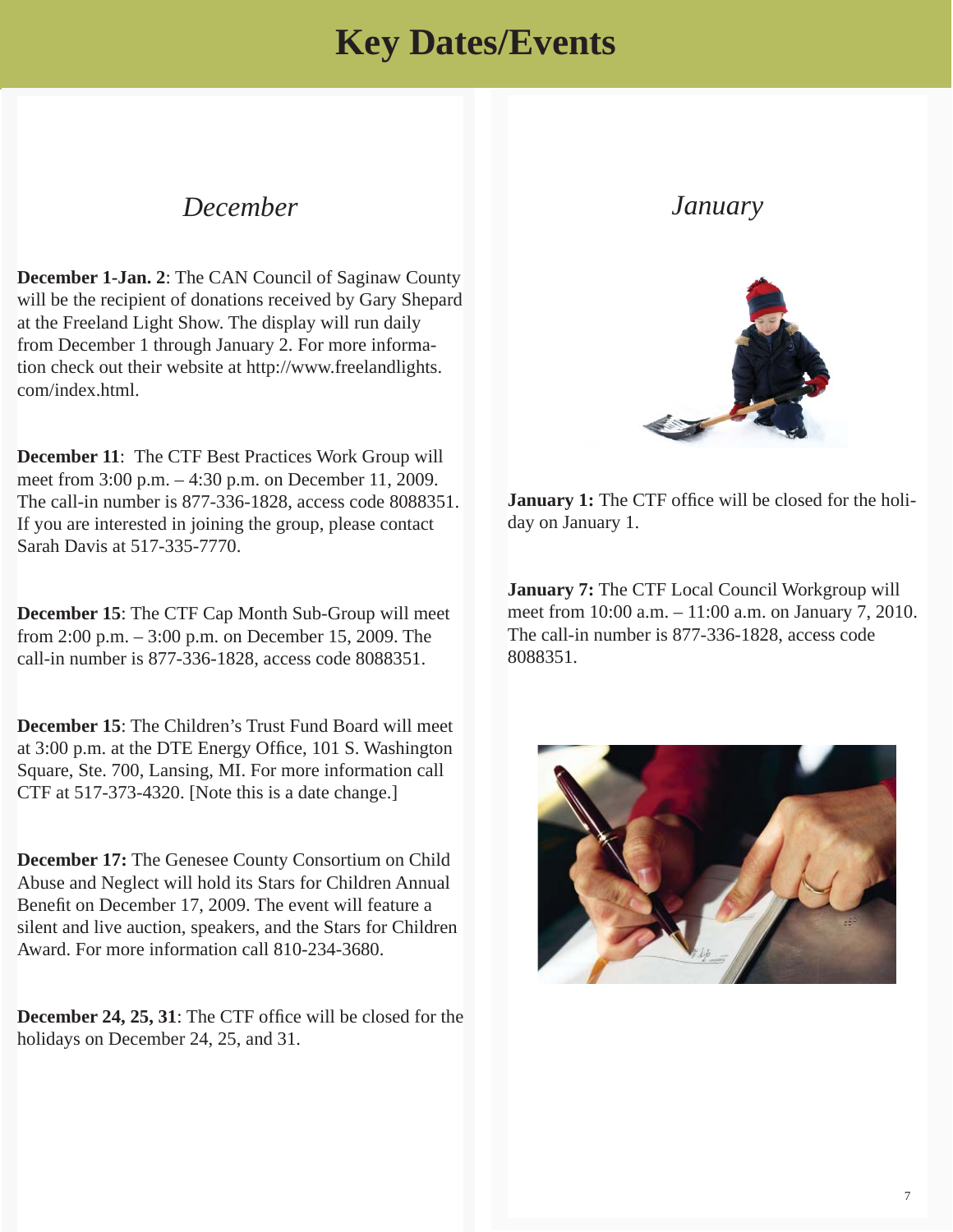# Key Dates/Events

## *December*

**December 1-Jan. 2**: The CAN Council of Saginaw County will be the recipient of donations received by Gary Shepard at the Freeland Light Show. The display will run daily from December 1 through January 2. For more information check out their website at http://www.freelandlights.com/index.html.

**December 11**: The CTF Best Practices Work Group will meet from 3:00 p.m. – 4:30 p.m. on December 11, 2009. The call-in number is 877-336-1828, access code 8088351. If you are interested in joining the group, please contact Sarah Davis at 517-335-7770.

**December 15**: The CTF Cap Month Sub-Group will meet from 2:00 p.m. – 3:00 p.m. on December 15, 2009. The call-in number is 877-336-1828, access code 8088351.

**December 15**: The Children's Trust Fund Board will meet at 3:00 p.m. at the DTE Energy Office, 101 S. Washington Square, Ste. 700, Lansing, MI. For more information call CTF at 517-373-4320. [Note this is a date change.]

**December 17:** The Genesee County Consortium on Child Abuse and Neglect will hold its Stars for Children Annual Benefit on December 17, 2009. The event will feature a silent and live auction, speakers, and the Stars for Children Award. For more information call 810-234-3680.

**December 24, 25, 31**: The CTF office will be closed for the holidays on December 24, 25, and 31.

## *January*

**January 1:** The CTF office will be closed for the holiday on January 1.

**January 7:** The CTF Local Council Workgroup will meet from 10:00 a.m. – 11:00 a.m. on January 7, 2010. The call-in number is 877-336-1828, access code 8088351.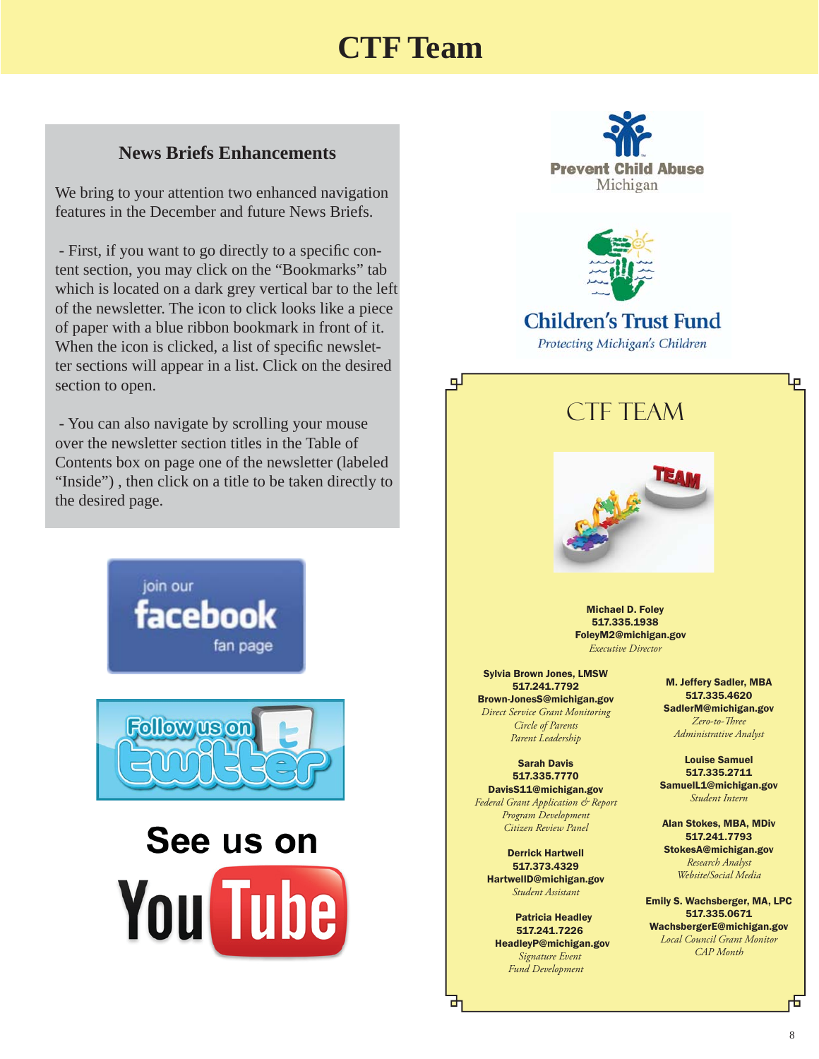# CTF Team

### News Briefs Enhancements

We bring to your attention two enhanced navigation features in the December and future News Briefs.

- First, if you want to go directly to a specific content section, you may click on the "Bookmarks" tab which is located on a dark grey vertical bar to the left of the newsletter. The icon to click looks like a piece of paper with a blue ribbon bookmark in front of it. When the icon is clicked, a list of specific newsletter sections will appear in a list. Click on the desired section to open.

- You can also navigate by scrolling your mouse over the newsletter section titles in the Table of Contents box on page one of the newsletter (labeled "Inside") , then click on a title to be taken directly to the desired page.

join our facebook fan page

Follow us on twitter

See us on YouTube

Prevent Child Abuse Michigan

Children's Trust Fund
*Protecting Michigan's Children*

## CTF TEAM

**Michael D. Foley**
**517.335.1938**
**FoleyM2@michigan.gov**
*Executive Director*

**Sylvia Brown Jones, LMSW**
**517.241.7792**
**Brown-JonesS@michigan.gov**
*Direct Service Grant Monitoring*
*Circle of Parents*
*Parent Leadership*

**Sarah Davis**
**517.335.7770**
**DavisS11@michigan.gov**
*Federal Grant Application & Report*
*Program Development*
*Citizen Review Panel*

**Derrick Hartwell**
**517.373.4329**
**HartwellD@michigan.gov**
*Student Assistant*

**Patricia Headley**
**517.241.7226**
**HeadleyP@michigan.gov**
*Signature Event*
*Fund Development*

**M. Jeffery Sadler, MBA**
**517.335.4620**
**SadlerM@michigan.gov**
*Zero-to-Three*
*Administrative Analyst*

**Louise Samuel**
**517.335.2711**
**SamuelL1@michigan.gov**
*Student Intern*

**Alan Stokes, MBA, MDiv**
**517.241.7793**
**StokesA@michigan.gov**
*Research Analyst*
*Website/Social Media*

**Emily S. Wachsberger, MA, LPC**
**517.335.0671**
**WachsbergerE@michigan.gov**
*Local Council Grant Monitor*
*CAP Month*